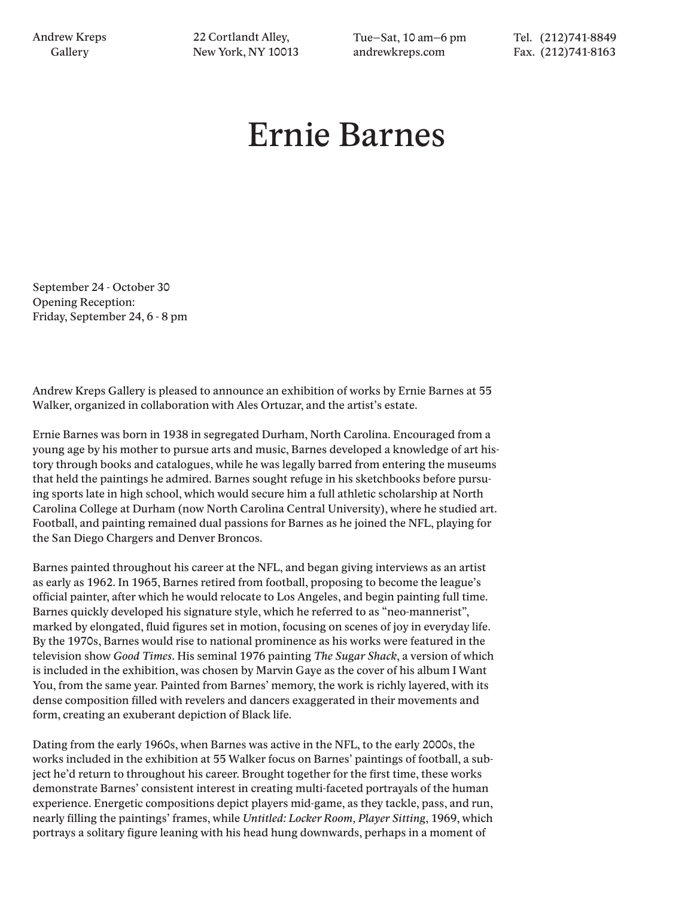Andrew Kreps Gallery
22 Cortlandt Alley, New York, NY 10013
Tue—Sat, 10 am—6 pm
andrewkreps.com
Tel. (212)741-8849
Fax. (212)741-8163

# Ernie Barnes

September 24 - October 30
Opening Reception:
Friday, September 24, 6 - 8 pm

Andrew Kreps Gallery is pleased to announce an exhibition of works by Ernie Barnes at 55 Walker, organized in collaboration with Ales Ortuzar, and the artist's estate.

Ernie Barnes was born in 1938 in segregated Durham, North Carolina. Encouraged from a young age by his mother to pursue arts and music, Barnes developed a knowledge of art history through books and catalogues, while he was legally barred from entering the museums that held the paintings he admired. Barnes sought refuge in his sketchbooks before pursuing sports late in high school, which would secure him a full athletic scholarship at North Carolina College at Durham (now North Carolina Central University), where he studied art. Football, and painting remained dual passions for Barnes as he joined the NFL, playing for the San Diego Chargers and Denver Broncos.

Barnes painted throughout his career at the NFL, and began giving interviews as an artist as early as 1962. In 1965, Barnes retired from football, proposing to become the league's official painter, after which he would relocate to Los Angeles, and begin painting full time. Barnes quickly developed his signature style, which he referred to as "neo-mannerist", marked by elongated, fluid figures set in motion, focusing on scenes of joy in everyday life. By the 1970s, Barnes would rise to national prominence as his works were featured in the television show *Good Times*. His seminal 1976 painting *The Sugar Shack*, a version of which is included in the exhibition, was chosen by Marvin Gaye as the cover of his album I Want You, from the same year. Painted from Barnes' memory, the work is richly layered, with its dense composition filled with revelers and dancers exaggerated in their movements and form, creating an exuberant depiction of Black life.

Dating from the early 1960s, when Barnes was active in the NFL, to the early 2000s, the works included in the exhibition at 55 Walker focus on Barnes' paintings of football, a subject he'd return to throughout his career. Brought together for the first time, these works demonstrate Barnes' consistent interest in creating multi-faceted portrayals of the human experience. Energetic compositions depict players mid-game, as they tackle, pass, and run, nearly filling the paintings' frames, while *Untitled: Locker Room, Player Sitting*, 1969, which portrays a solitary figure leaning with his head hung downwards, perhaps in a moment of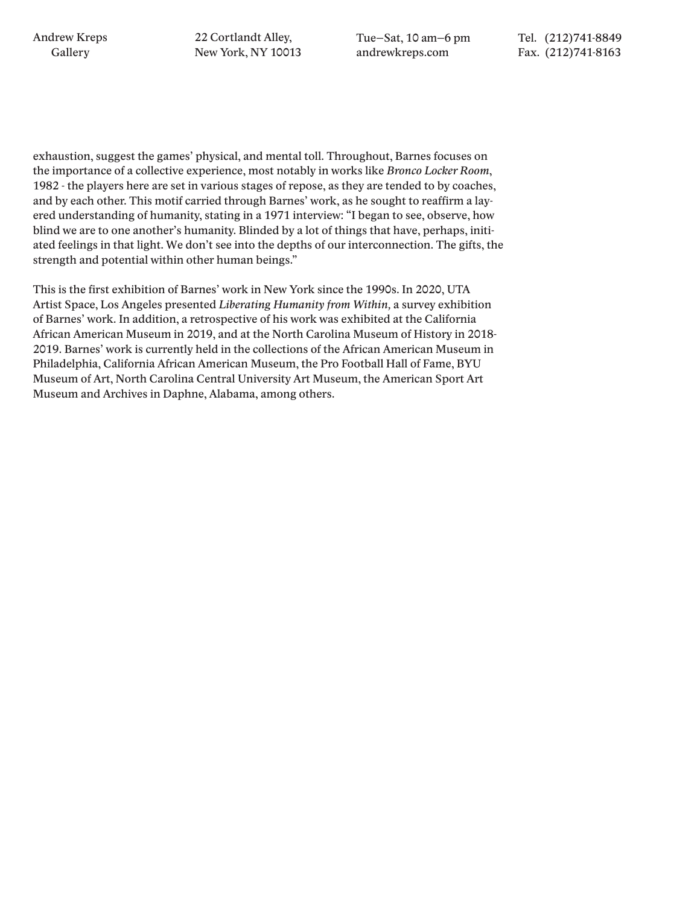exhaustion, suggest the games' physical, and mental toll. Throughout, Barnes focuses on the importance of a collective experience, most notably in works like *Bronco Locker Room*, 1982 - the players here are set in various stages of repose, as they are tended to by coaches, and by each other. This motif carried through Barnes' work, as he sought to reaffirm a layered understanding of humanity, stating in a 1971 interview: "I began to see, observe, how blind we are to one another's humanity. Blinded by a lot of things that have, perhaps, initiated feelings in that light. We don't see into the depths of our interconnection. The gifts, the strength and potential within other human beings."

This is the first exhibition of Barnes' work in New York since the 1990s. In 2020, UTA Artist Space, Los Angeles presented *Liberating Humanity from Within,* a survey exhibition of Barnes' work. In addition, a retrospective of his work was exhibited at the California African American Museum in 2019, and at the North Carolina Museum of History in 2018-2019. Barnes' work is currently held in the collections of the African American Museum in Philadelphia, California African American Museum, the Pro Football Hall of Fame, BYU Museum of Art, North Carolina Central University Art Museum, the American Sport Art Museum and Archives in Daphne, Alabama, among others.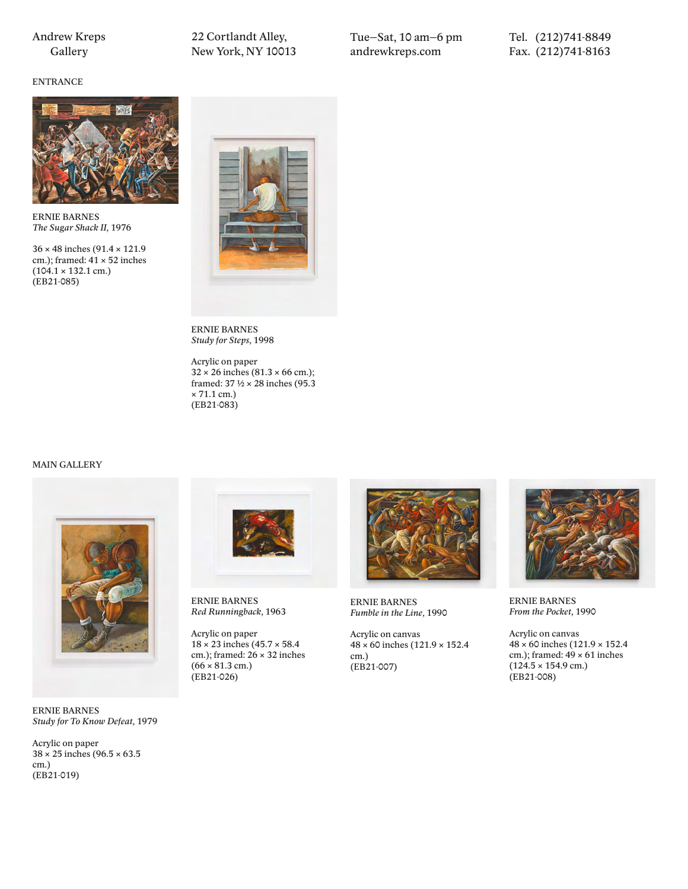Andrew Kreps Gallery

22 Cortlandt Alley,
New York, NY 10013

Tue–Sat, 10 am–6 pm
andrewkreps.com

Tel. (212)741-8849
Fax. (212)741-8163

## ENTRANCE

ERNIE BARNES
*The Sugar Shack II*, 1976

36 × 48 inches (91.4 × 121.9 cm.); framed: 41 × 52 inches (104.1 × 132.1 cm.)
(EB21-085)

ERNIE BARNES
*Study for Steps*, 1998

Acrylic on paper
32 × 26 inches (81.3 × 66 cm.); framed: 37 ½ × 28 inches (95.3 × 71.1 cm.)
(EB21-083)

## MAIN GALLERY

ERNIE BARNES
*Study for To Know Defeat*, 1979

Acrylic on paper
38 × 25 inches (96.5 × 63.5 cm.)
(EB21-019)

ERNIE BARNES
*Red Runningback*, 1963

Acrylic on paper
18 × 23 inches (45.7 × 58.4 cm.); framed: 26 × 32 inches (66 × 81.3 cm.)
(EB21-026)

ERNIE BARNES
*Fumble in the Line*, 1990

Acrylic on canvas
48 × 60 inches (121.9 × 152.4 cm.)
(EB21-007)

ERNIE BARNES
*From the Pocket*, 1990

Acrylic on canvas
48 × 60 inches (121.9 × 152.4 cm.); framed: 49 × 61 inches (124.5 × 154.9 cm.)
(EB21-008)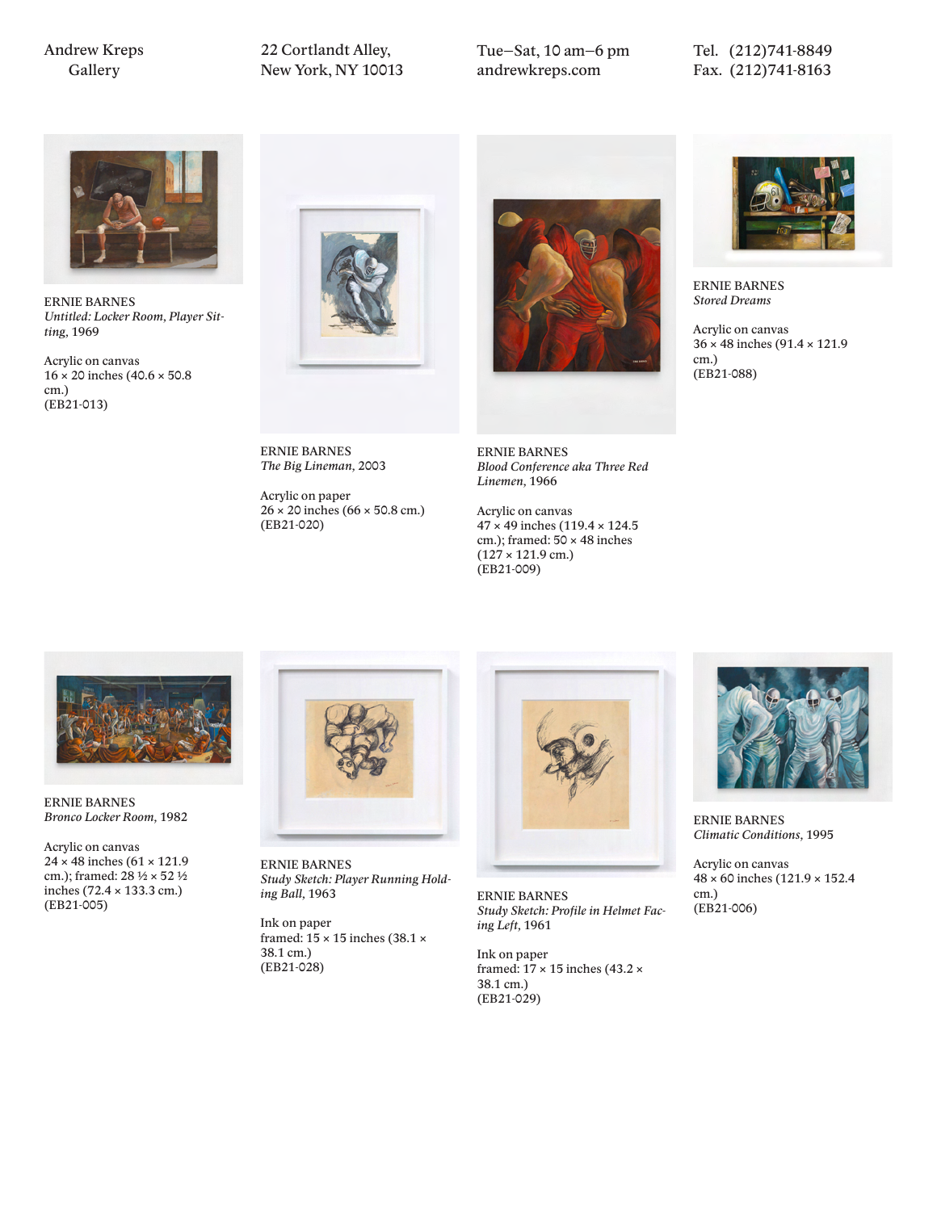Andrew Kreps Gallery

22 Cortlandt Alley,
New York, NY 10013

Tue–Sat, 10 am–6 pm
andrewkreps.com

Tel. (212)741-8849
Fax. (212)741-8163

ERNIE BARNES
*Untitled: Locker Room, Player Sitting*, 1969

Acrylic on canvas
16 × 20 inches (40.6 × 50.8 cm.)
(EB21-013)

ERNIE BARNES
*The Big Lineman*, 2003

Acrylic on paper
26 × 20 inches (66 × 50.8 cm.)
(EB21-020)

ERNIE BARNES
*Blood Conference aka Three Red Linemen*, 1966

Acrylic on canvas
47 × 49 inches (119.4 × 124.5 cm.); framed: 50 × 48 inches (127 × 121.9 cm.)
(EB21-009)

ERNIE BARNES
*Stored Dreams*

Acrylic on canvas
36 × 48 inches (91.4 × 121.9 cm.)
(EB21-088)

ERNIE BARNES
*Bronco Locker Room*, 1982

Acrylic on canvas
24 × 48 inches (61 × 121.9 cm.); framed: 28 ½ × 52 ½ inches (72.4 × 133.3 cm.)
(EB21-005)

ERNIE BARNES
*Study Sketch: Player Running Holding Ball*, 1963

Ink on paper
framed: 15 × 15 inches (38.1 × 38.1 cm.)
(EB21-028)

ERNIE BARNES
*Study Sketch: Profile in Helmet Facing Left*, 1961

Ink on paper
framed: 17 × 15 inches (43.2 × 38.1 cm.)
(EB21-029)

ERNIE BARNES
*Climatic Conditions*, 1995

Acrylic on canvas
48 × 60 inches (121.9 × 152.4 cm.)
(EB21-006)